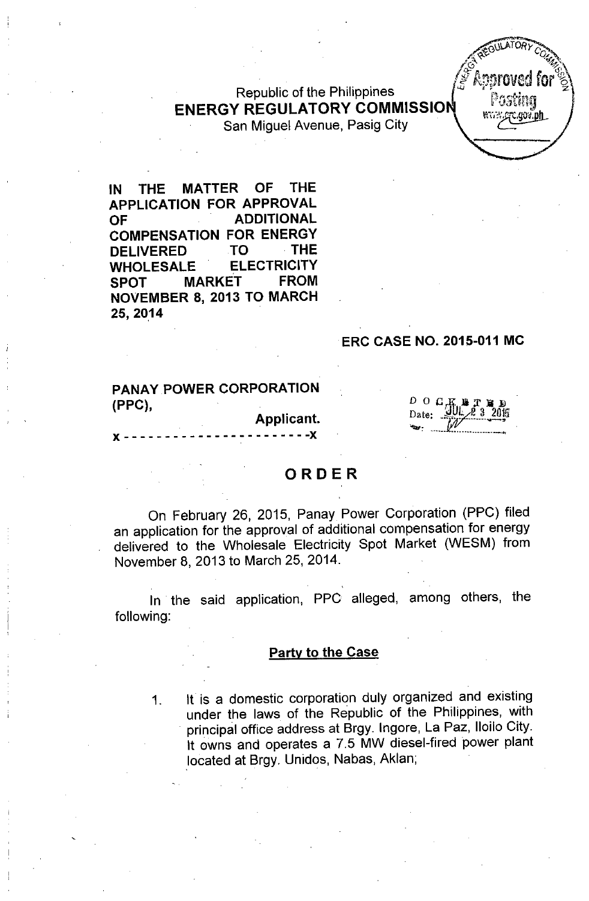Republic of the Philippines
**ENERGY REGULATORY COMMISSION**
San Miguel Avenue, Pasig City

**IN THE MATTER OF THE APPLICATION FOR APPROVAL OF ADDITIONAL COMPENSATION FOR ENERGY DELIVERED TO THE WHOLESALE ELECTRICITY SPOT MARKET FROM NOVEMBER 8, 2013 TO MARCH 25, 2014**

**ERC CASE NO. 2015-011 MC**

**PANAY POWER CORPORATION (PPC),**
**Applicant.**
x - - - - - - - - - - - - - - - - - - - - - - -x

DOCKETED
Date: JUL 23 2015

# ORDER

On February 26, 2015, Panay Power Corporation (PPC) filed an application for the approval of additional compensation for energy delivered to the Wholesale Electricity Spot Market (WESM) from November 8, 2013 to March 25, 2014.

In the said application, PPC alleged, among others, the following:

## Party to the Case

1. It is a domestic corporation duly organized and existing under the laws of the Republic of the Philippines, with principal office address at Brgy. Ingore, La Paz, Iloilo City. It owns and operates a 7.5 MW diesel-fired power plant located at Brgy. Unidos, Nabas, Aklan;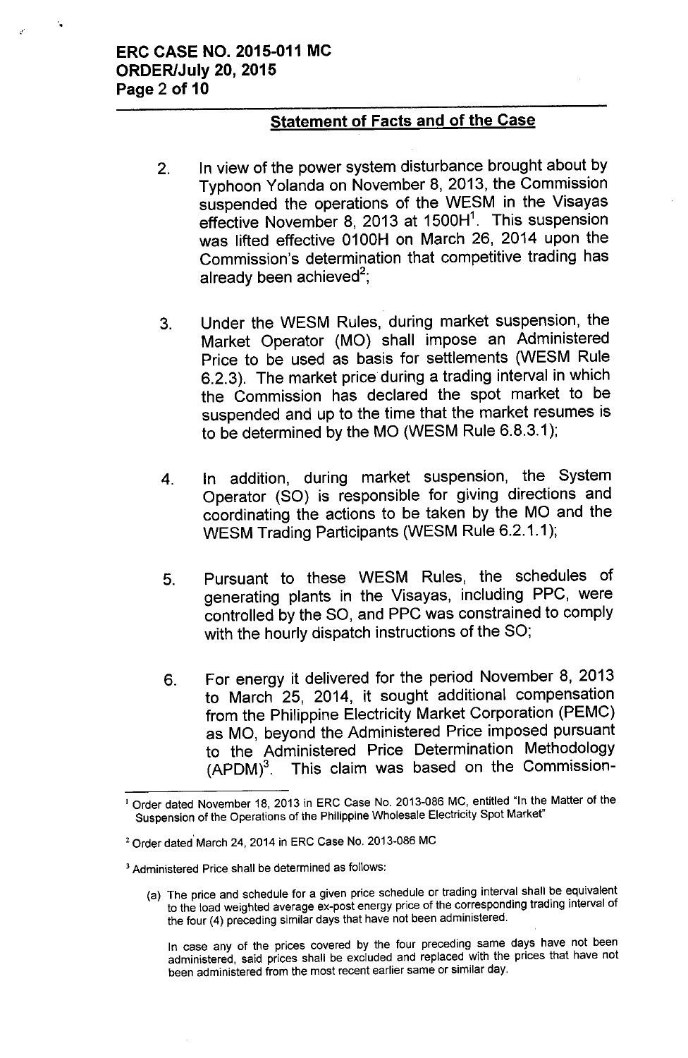## Statement of Facts and of the Case

2. In view of the power system disturbance brought about by Typhoon Yolanda on November 8, 2013, the Commission suspended the operations of the WESM in the Visayas effective November 8, 2013 at 1500H[1]. This suspension was lifted effective 0100H on March 26, 2014 upon the Commission's determination that competitive trading has already been achieved[2];

3. Under the WESM Rules, during market suspension, the Market Operator (MO) shall impose an Administered Price to be used as basis for settlements (WESM Rule 6.2.3). The market price during a trading interval in which the Commission has declared the spot market to be suspended and up to the time that the market resumes is to be determined by the MO (WESM Rule 6.8.3.1);

4. In addition, during market suspension, the System Operator (SO) is responsible for giving directions and coordinating the actions to be taken by the MO and the WESM Trading Participants (WESM Rule 6.2.1.1);

5. Pursuant to these WESM Rules, the schedules of generating plants in the Visayas, including PPC, were controlled by the SO, and PPC was constrained to comply with the hourly dispatch instructions of the SO;

6. For energy it delivered for the period November 8, 2013 to March 25, 2014, it sought additional compensation from the Philippine Electricity Market Corporation (PEMC) as MO, beyond the Administered Price imposed pursuant to the Administered Price Determination Methodology (APDM)[3]. This claim was based on the Commission-

---

[1] Order dated November 18, 2013 in ERC Case No. 2013-086 MC, entitled "In the Matter of the Suspension of the Operations of the Philippine Wholesale Electricity Spot Market"

[2] Order dated March 24, 2014 in ERC Case No. 2013-086 MC

[3] Administered Price shall be determined as follows:

(a) The price and schedule for a given price schedule or trading interval shall be equivalent to the load weighted average ex-post energy price of the corresponding trading interval of the four (4) preceding similar days that have not been administered.

In case any of the prices covered by the four preceding same days have not been administered, said prices shall be excluded and replaced with the prices that have not been administered from the most recent earlier same or similar day.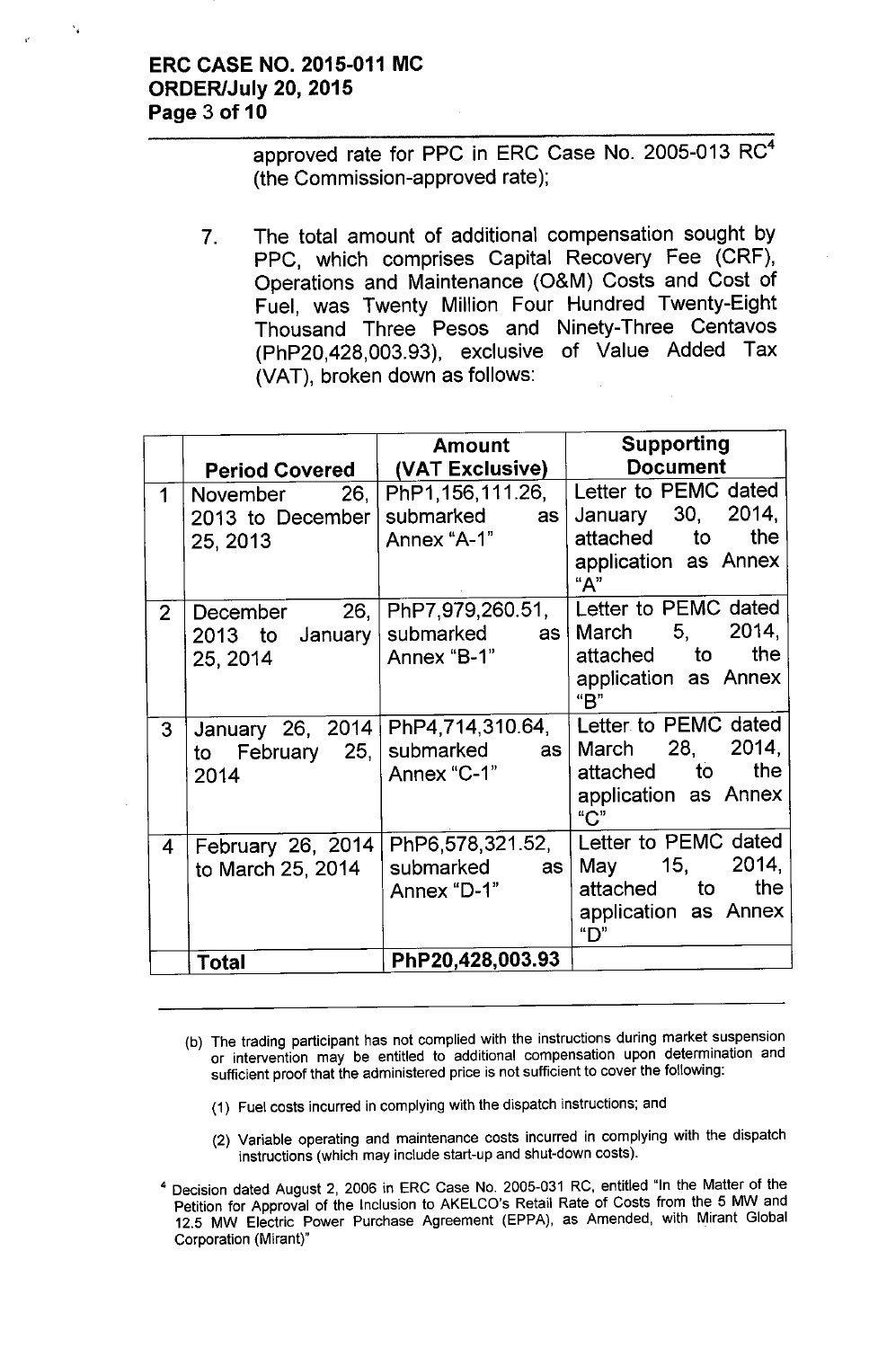approved rate for PPC in ERC Case No. 2005-013 RC[4] (the Commission-approved rate);

7. The total amount of additional compensation sought by PPC, which comprises Capital Recovery Fee (CRF), Operations and Maintenance (O&M) Costs and Cost of Fuel, was Twenty Million Four Hundred Twenty-Eight Thousand Three Pesos and Ninety-Three Centavos (PhP20,428,003.93), exclusive of Value Added Tax (VAT), broken down as follows:

| | Period Covered | Amount (VAT Exclusive) | Supporting Document |
|---|---|---|---|
| 1 | November 26, 2013 to December 25, 2013 | PhP1,156,111.26, submarked as Annex "A-1" | Letter to PEMC dated January 30, 2014, attached to the application as Annex "A" |
| 2 | December 26, 2013 to January 25, 2014 | PhP7,979,260.51, submarked as Annex "B-1" | Letter to PEMC dated March 5, 2014, attached to the application as Annex "B" |
| 3 | January 26, 2014 to February 25, 2014 | PhP4,714,310.64, submarked as Annex "C-1" | Letter to PEMC dated March 28, 2014, attached to the application as Annex "C" |
| 4 | February 26, 2014 to March 25, 2014 | PhP6,578,321.52, submarked as Annex "D-1" | Letter to PEMC dated May 15, 2014, attached to the application as Annex "D" |
| | **Total** | **PhP20,428,003.93** | |

---

(b) The trading participant has not complied with the instructions during market suspension or intervention may be entitled to additional compensation upon determination and sufficient proof that the administered price is not sufficient to cover the following:

(1) Fuel costs incurred in complying with the dispatch instructions; and

(2) Variable operating and maintenance costs incurred in complying with the dispatch instructions (which may include start-up and shut-down costs).

[4] Decision dated August 2, 2006 in ERC Case No. 2005-031 RC, entitled "In the Matter of the Petition for Approval of the Inclusion to AKELCO's Retail Rate of Costs from the 5 MW and 12.5 MW Electric Power Purchase Agreement (EPPA), as Amended, with Mirant Global Corporation (Mirant)"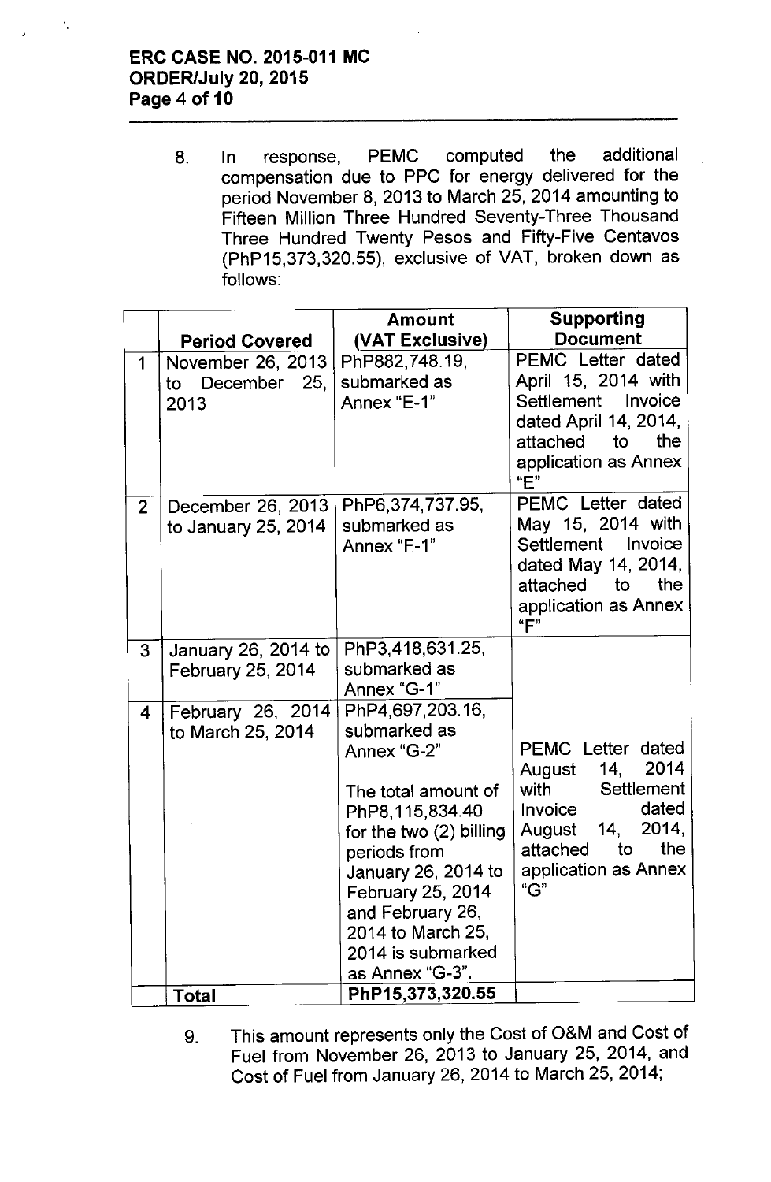8. In response, PEMC computed the additional compensation due to PPC for energy delivered for the period November 8, 2013 to March 25, 2014 amounting to Fifteen Million Three Hundred Seventy-Three Thousand Three Hundred Twenty Pesos and Fifty-Five Centavos (PhP15,373,320.55), exclusive of VAT, broken down as follows:

| | Period Covered | Amount (VAT Exclusive) | Supporting Document |
|---|---|---|---|
| 1 | November 26, 2013 to December 25, 2013 | PhP882,748.19, submarked as Annex "E-1" | PEMC Letter dated April 15, 2014 with Settlement Invoice dated April 14, 2014, attached to the application as Annex "E" |
| 2 | December 26, 2013 to January 25, 2014 | PhP6,374,737.95, submarked as Annex "F-1" | PEMC Letter dated May 15, 2014 with Settlement Invoice dated May 14, 2014, attached to the application as Annex "F" |
| 3 | January 26, 2014 to February 25, 2014 | PhP3,418,631.25, submarked as Annex "G-1" | PEMC Letter dated August 14, 2014 with Settlement Invoice dated August 14, 2014, attached to the application as Annex "G" |
| 4 | February 26, 2014 to March 25, 2014 | PhP4,697,203.16, submarked as Annex "G-2"<br><br>The total amount of PhP8,115,834.40 for the two (2) billing periods from January 26, 2014 to February 25, 2014 and February 26, 2014 to March 25, 2014 is submarked as Annex "G-3". | |
| | **Total** | **PhP15,373,320.55** | |

9. This amount represents only the Cost of O&M and Cost of Fuel from November 26, 2013 to January 25, 2014, and Cost of Fuel from January 26, 2014 to March 25, 2014;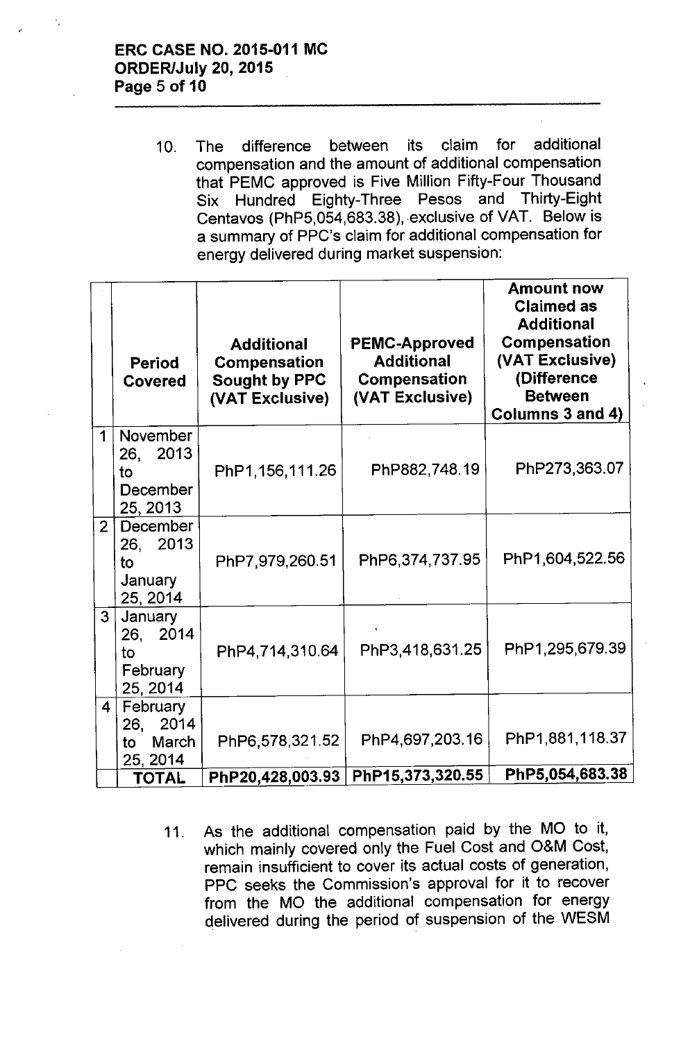10. The difference between its claim for additional compensation and the amount of additional compensation that PEMC approved is Five Million Fifty-Four Thousand Six Hundred Eighty-Three Pesos and Thirty-Eight Centavos (PhP5,054,683.38), exclusive of VAT. Below is a summary of PPC's claim for additional compensation for energy delivered during market suspension:

| | Period Covered | Additional Compensation Sought by PPC (VAT Exclusive) | PEMC-Approved Additional Compensation (VAT Exclusive) | Amount now Claimed as Additional Compensation (VAT Exclusive) (Difference Between Columns 3 and 4) |
|---|---|---|---|---|
| 1 | November 26, 2013 to December 25, 2013 | PhP1,156,111.26 | PhP882,748.19 | PhP273,363.07 |
| 2 | December 26, 2013 to January 25, 2014 | PhP7,979,260.51 | PhP6,374,737.95 | PhP1,604,522.56 |
| 3 | January 26, 2014 to February 25, 2014 | PhP4,714,310.64 | PhP3,418,631.25 | PhP1,295,679.39 |
| 4 | February 26, 2014 to March 25, 2014 | PhP6,578,321.52 | PhP4,697,203.16 | PhP1,881,118.37 |
| | **TOTAL** | **PhP20,428,003.93** | **PhP15,373,320.55** | **PhP5,054,683.38** |

11. As the additional compensation paid by the MO to it, which mainly covered only the Fuel Cost and O&M Cost, remain insufficient to cover its actual costs of generation, PPC seeks the Commission's approval for it to recover from the MO the additional compensation for energy delivered during the period of suspension of the WESM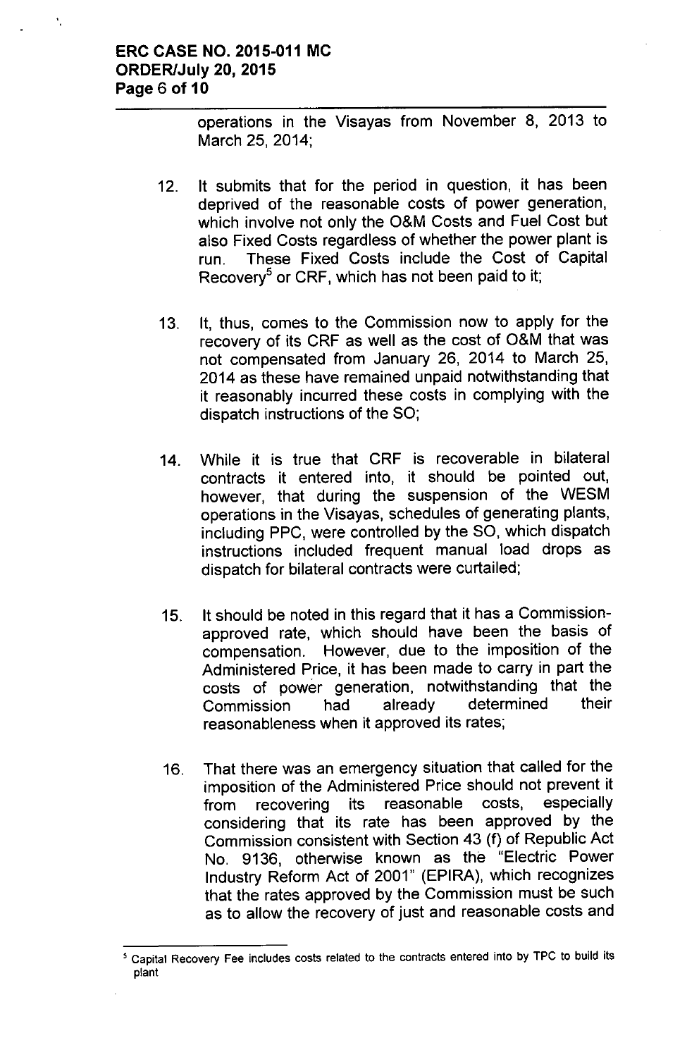operations in the Visayas from November 8, 2013 to March 25, 2014;

12. It submits that for the period in question, it has been deprived of the reasonable costs of power generation, which involve not only the O&M Costs and Fuel Cost but also Fixed Costs regardless of whether the power plant is run. These Fixed Costs include the Cost of Capital Recovery[5] or CRF, which has not been paid to it;

13. It, thus, comes to the Commission now to apply for the recovery of its CRF as well as the cost of O&M that was not compensated from January 26, 2014 to March 25, 2014 as these have remained unpaid notwithstanding that it reasonably incurred these costs in complying with the dispatch instructions of the SO;

14. While it is true that CRF is recoverable in bilateral contracts it entered into, it should be pointed out, however, that during the suspension of the WESM operations in the Visayas, schedules of generating plants, including PPC, were controlled by the SO, which dispatch instructions included frequent manual load drops as dispatch for bilateral contracts were curtailed;

15. It should be noted in this regard that it has a Commission-approved rate, which should have been the basis of compensation. However, due to the imposition of the Administered Price, it has been made to carry in part the costs of power generation, notwithstanding that the Commission had already determined their reasonableness when it approved its rates;

16. That there was an emergency situation that called for the imposition of the Administered Price should not prevent it from recovering its reasonable costs, especially considering that its rate has been approved by the Commission consistent with Section 43 (f) of Republic Act No. 9136, otherwise known as the "Electric Power Industry Reform Act of 2001" (EPIRA), which recognizes that the rates approved by the Commission must be such as to allow the recovery of just and reasonable costs and

---

[5] Capital Recovery Fee includes costs related to the contracts entered into by TPC to build its plant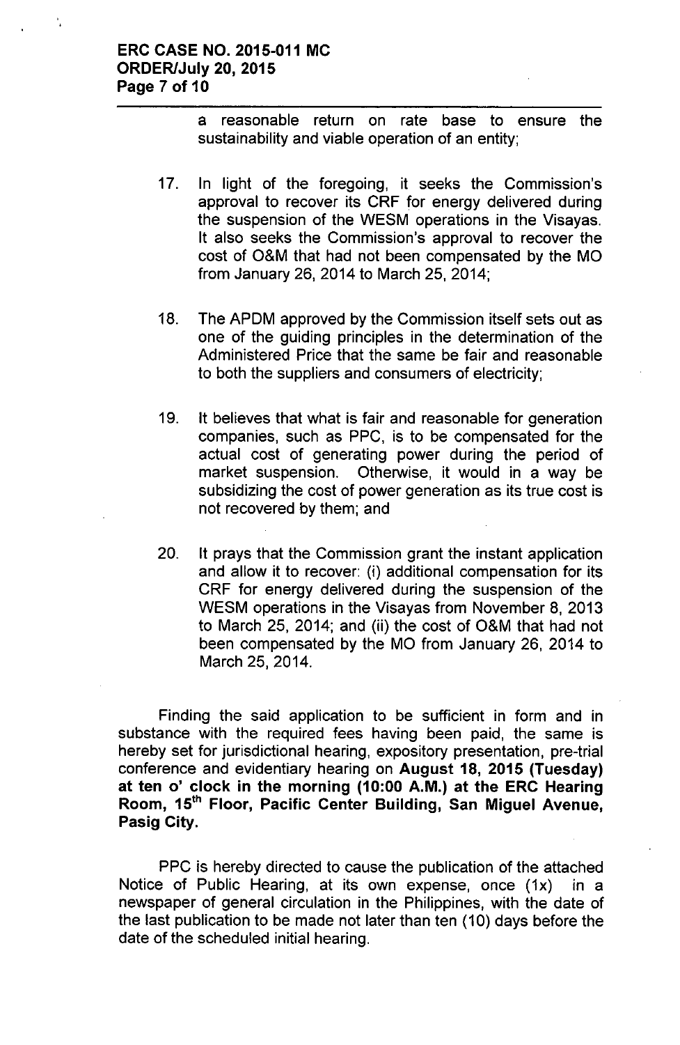a reasonable return on rate base to ensure the sustainability and viable operation of an entity;

17. In light of the foregoing, it seeks the Commission's approval to recover its CRF for energy delivered during the suspension of the WESM operations in the Visayas. It also seeks the Commission's approval to recover the cost of O&M that had not been compensated by the MO from January 26, 2014 to March 25, 2014;

18. The APDM approved by the Commission itself sets out as one of the guiding principles in the determination of the Administered Price that the same be fair and reasonable to both the suppliers and consumers of electricity;

19. It believes that what is fair and reasonable for generation companies, such as PPC, is to be compensated for the actual cost of generating power during the period of market suspension. Otherwise, it would in a way be subsidizing the cost of power generation as its true cost is not recovered by them; and

20. It prays that the Commission grant the instant application and allow it to recover: (i) additional compensation for its CRF for energy delivered during the suspension of the WESM operations in the Visayas from November 8, 2013 to March 25, 2014; and (ii) the cost of O&M that had not been compensated by the MO from January 26, 2014 to March 25, 2014.

Finding the said application to be sufficient in form and in substance with the required fees having been paid, the same is hereby set for jurisdictional hearing, expository presentation, pre-trial conference and evidentiary hearing on **August 18, 2015 (Tuesday) at ten o' clock in the morning (10:00 A.M.) at the ERC Hearing Room, 15th Floor, Pacific Center Building, San Miguel Avenue, Pasig City.**

PPC is hereby directed to cause the publication of the attached Notice of Public Hearing, at its own expense, once (1x) in a newspaper of general circulation in the Philippines, with the date of the last publication to be made not later than ten (10) days before the date of the scheduled initial hearing.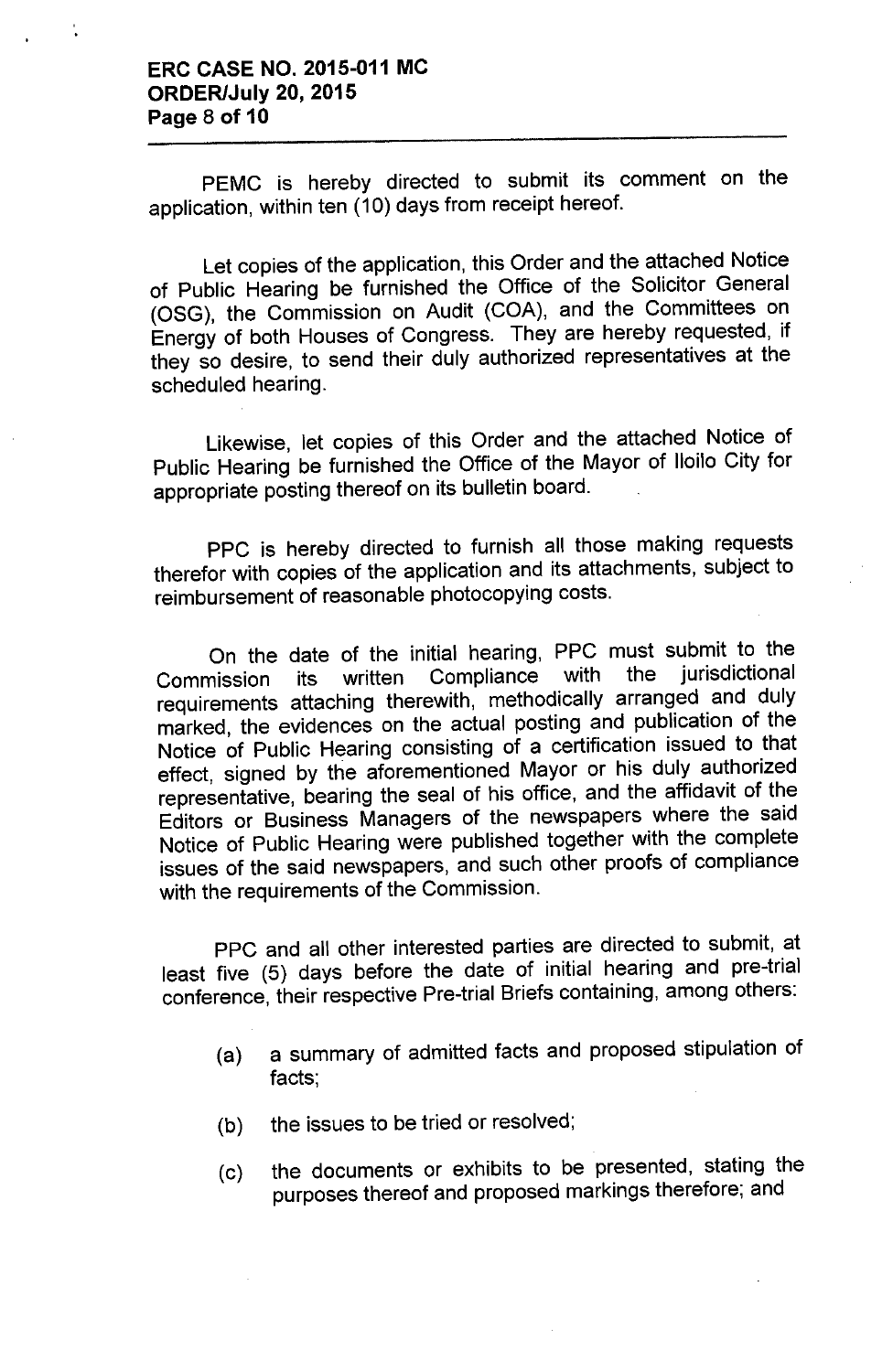PEMC is hereby directed to submit its comment on the application, within ten (10) days from receipt hereof.

Let copies of the application, this Order and the attached Notice of Public Hearing be furnished the Office of the Solicitor General (OSG), the Commission on Audit (COA), and the Committees on Energy of both Houses of Congress. They are hereby requested, if they so desire, to send their duly authorized representatives at the scheduled hearing.

Likewise, let copies of this Order and the attached Notice of Public Hearing be furnished the Office of the Mayor of Iloilo City for appropriate posting thereof on its bulletin board.

PPC is hereby directed to furnish all those making requests therefor with copies of the application and its attachments, subject to reimbursement of reasonable photocopying costs.

On the date of the initial hearing, PPC must submit to the Commission its written Compliance with the jurisdictional requirements attaching therewith, methodically arranged and duly marked, the evidences on the actual posting and publication of the Notice of Public Hearing consisting of a certification issued to that effect, signed by the aforementioned Mayor or his duly authorized representative, bearing the seal of his office, and the affidavit of the Editors or Business Managers of the newspapers where the said Notice of Public Hearing were published together with the complete issues of the said newspapers, and such other proofs of compliance with the requirements of the Commission.

PPC and all other interested parties are directed to submit, at least five (5) days before the date of initial hearing and pre-trial conference, their respective Pre-trial Briefs containing, among others:

(a) a summary of admitted facts and proposed stipulation of facts;

(b) the issues to be tried or resolved;

(c) the documents or exhibits to be presented, stating the purposes thereof and proposed markings therefore; and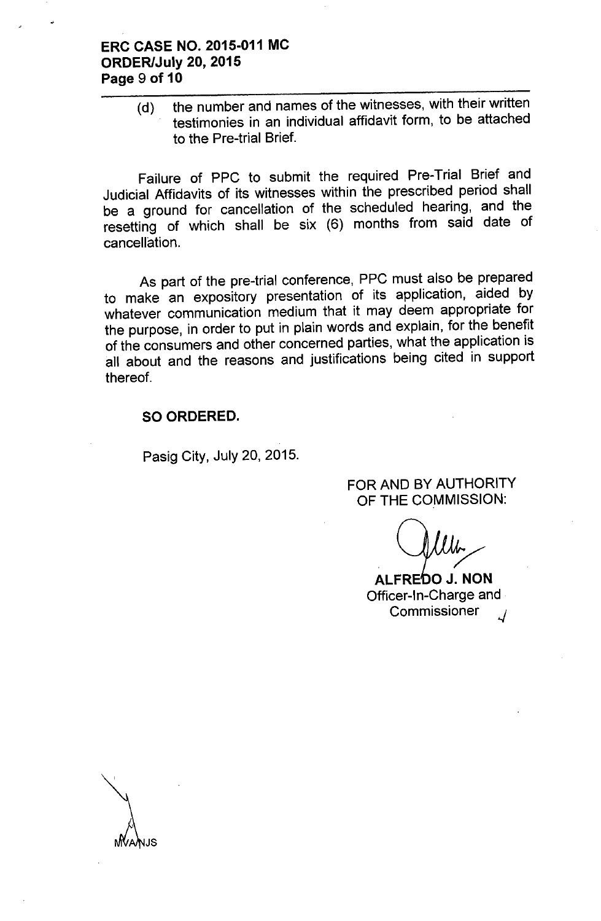(d) the number and names of the witnesses, with their written testimonies in an individual affidavit form, to be attached to the Pre-trial Brief.

Failure of PPC to submit the required Pre-Trial Brief and Judicial Affidavits of its witnesses within the prescribed period shall be a ground for cancellation of the scheduled hearing, and the resetting of which shall be six (6) months from said date of cancellation.

As part of the pre-trial conference, PPC must also be prepared to make an expository presentation of its application, aided by whatever communication medium that it may deem appropriate for the purpose, in order to put in plain words and explain, for the benefit of the consumers and other concerned parties, what the application is all about and the reasons and justifications being cited in support thereof.

**SO ORDERED.**

Pasig City, July 20, 2015.

FOR AND BY AUTHORITY OF THE COMMISSION:

**ALFREDO J. NON**
Officer-In-Charge and Commissioner

MVA/NJS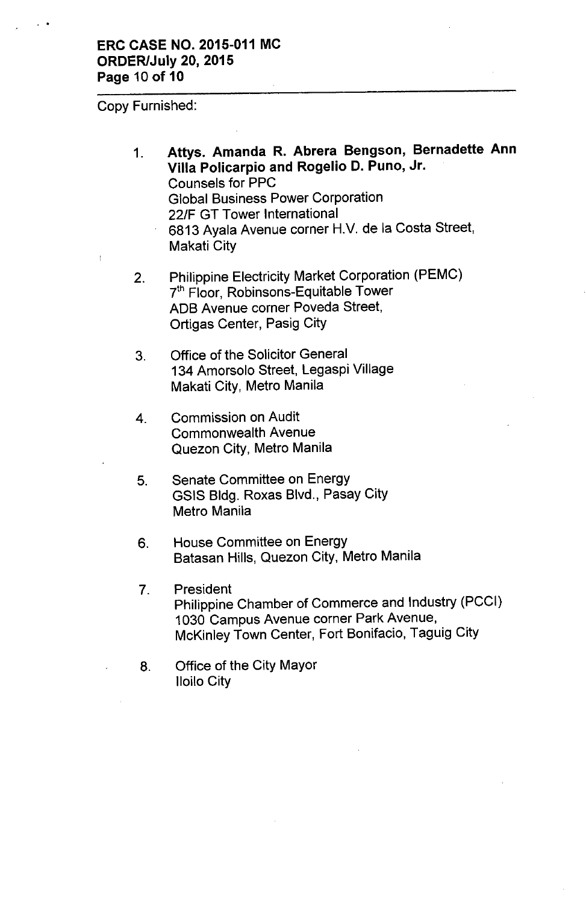Copy Furnished:

1. **Attys. Amanda R. Abrera Bengson, Bernadette Ann Villa Policarpio and Rogelio D. Puno, Jr.**
   Counsels for PPC
   Global Business Power Corporation
   22/F GT Tower International
   6813 Ayala Avenue corner H.V. de la Costa Street,
   Makati City

2. Philippine Electricity Market Corporation (PEMC)
   7th Floor, Robinsons-Equitable Tower
   ADB Avenue corner Poveda Street,
   Ortigas Center, Pasig City

3. Office of the Solicitor General
   134 Amorsolo Street, Legaspi Village
   Makati City, Metro Manila

4. Commission on Audit
   Commonwealth Avenue
   Quezon City, Metro Manila

5. Senate Committee on Energy
   GSIS Bldg. Roxas Blvd., Pasay City
   Metro Manila

6. House Committee on Energy
   Batasan Hills, Quezon City, Metro Manila

7. President
   Philippine Chamber of Commerce and Industry (PCCI)
   1030 Campus Avenue corner Park Avenue,
   McKinley Town Center, Fort Bonifacio, Taguig City

8. Office of the City Mayor
   Iloilo City